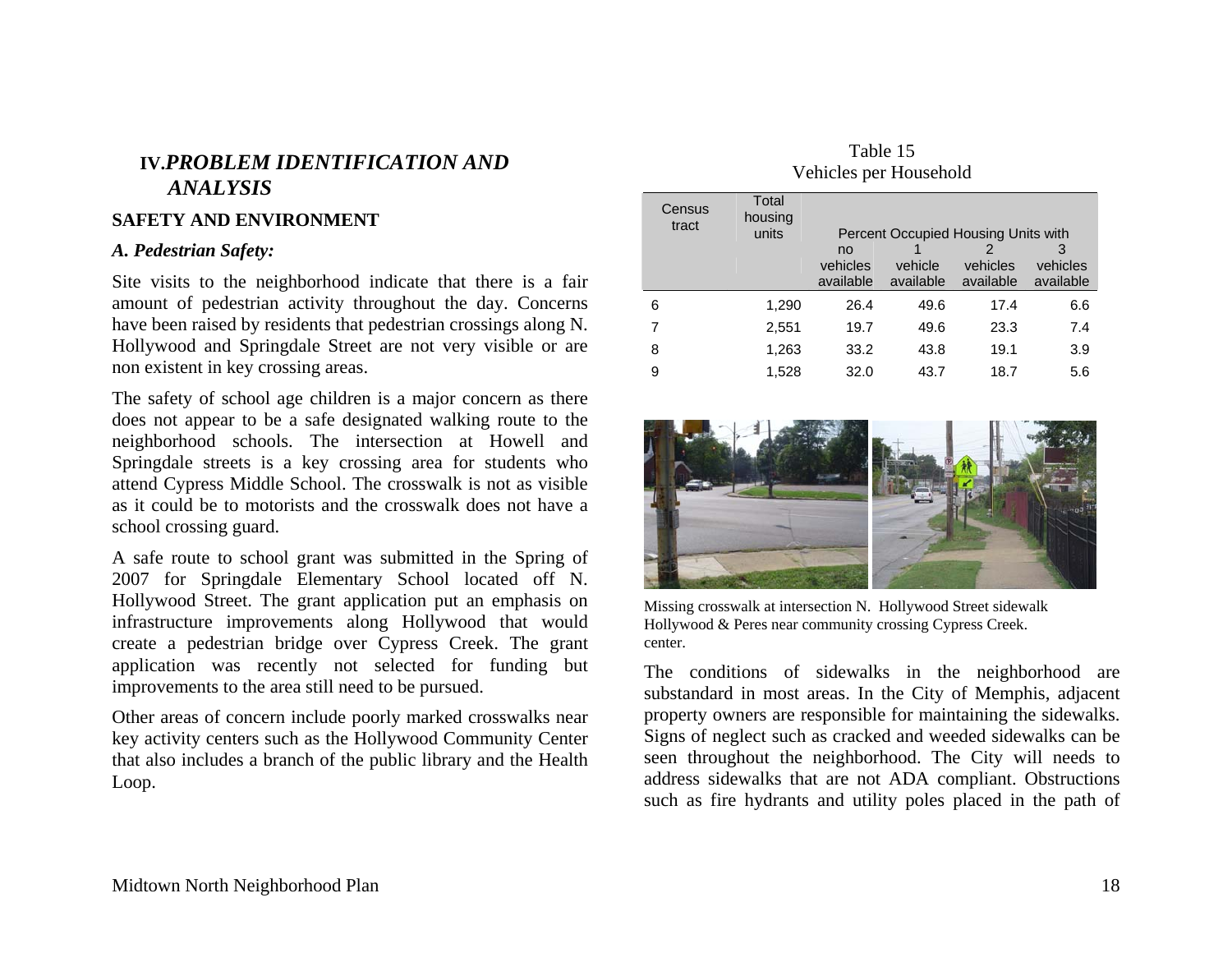# IV. *PROBLEM IDENTIFICATION AND ANALYSIS*

## SAFETY AND ENVIRONMENT

### *A. Pedestrian Safety:*

Site visits to the neighborhood indicate that there is a fair amount of pedestrian activity throughout the day. Concerns have been raised by residents that pedestrian crossings along N. Hollywood and Springdale Street are not very visible or are non existent in key crossing areas.

The safety of school age children is a major concern as there does not appear to be a safe designated walking route to the neighborhood schools. The intersection at Howell and Springdale streets is a key crossing area for students who attend Cypress Middle School. The crosswalk is not as visible as it could be to motorists and the crosswalk does not have a school crossing guard.

A safe route to school grant was submitted in the Spring of 2007 for Springdale Elementary School located off N. Hollywood Street. The grant application put an emphasis on infrastructure improvements along Hollywood that would create a pedestrian bridge over Cypress Creek. The grant application was recently not selected for funding but improvements to the area still need to be pursued.

Other areas of concern include poorly marked crosswalks near key activity centers such as the Hollywood Community Center that also includes a branch of the public library and the Health Loop.

Table 15
Vehicles per Household

| Census tract | Total housing units | Percent Occupied Housing Units with | | | |
|---|---|---|---|---|---|
| | | no vehicles available | 1 vehicle available | 2 vehicles available | 3 vehicles available |
| 6 | 1,290 | 26.4 | 49.6 | 17.4 | 6.6 |
| 7 | 2,551 | 19.7 | 49.6 | 23.3 | 7.4 |
| 8 | 1,263 | 33.2 | 43.8 | 19.1 | 3.9 |
| 9 | 1,528 | 32.0 | 43.7 | 18.7 | 5.6 |

Missing crosswalk at intersection Hollywood & Peres near community center.

N. Hollywood Street sidewalk crossing Cypress Creek.

The conditions of sidewalks in the neighborhood are substandard in most areas. In the City of Memphis, adjacent property owners are responsible for maintaining the sidewalks. Signs of neglect such as cracked and weeded sidewalks can be seen throughout the neighborhood. The City will needs to address sidewalks that are not ADA compliant. Obstructions such as fire hydrants and utility poles placed in the path of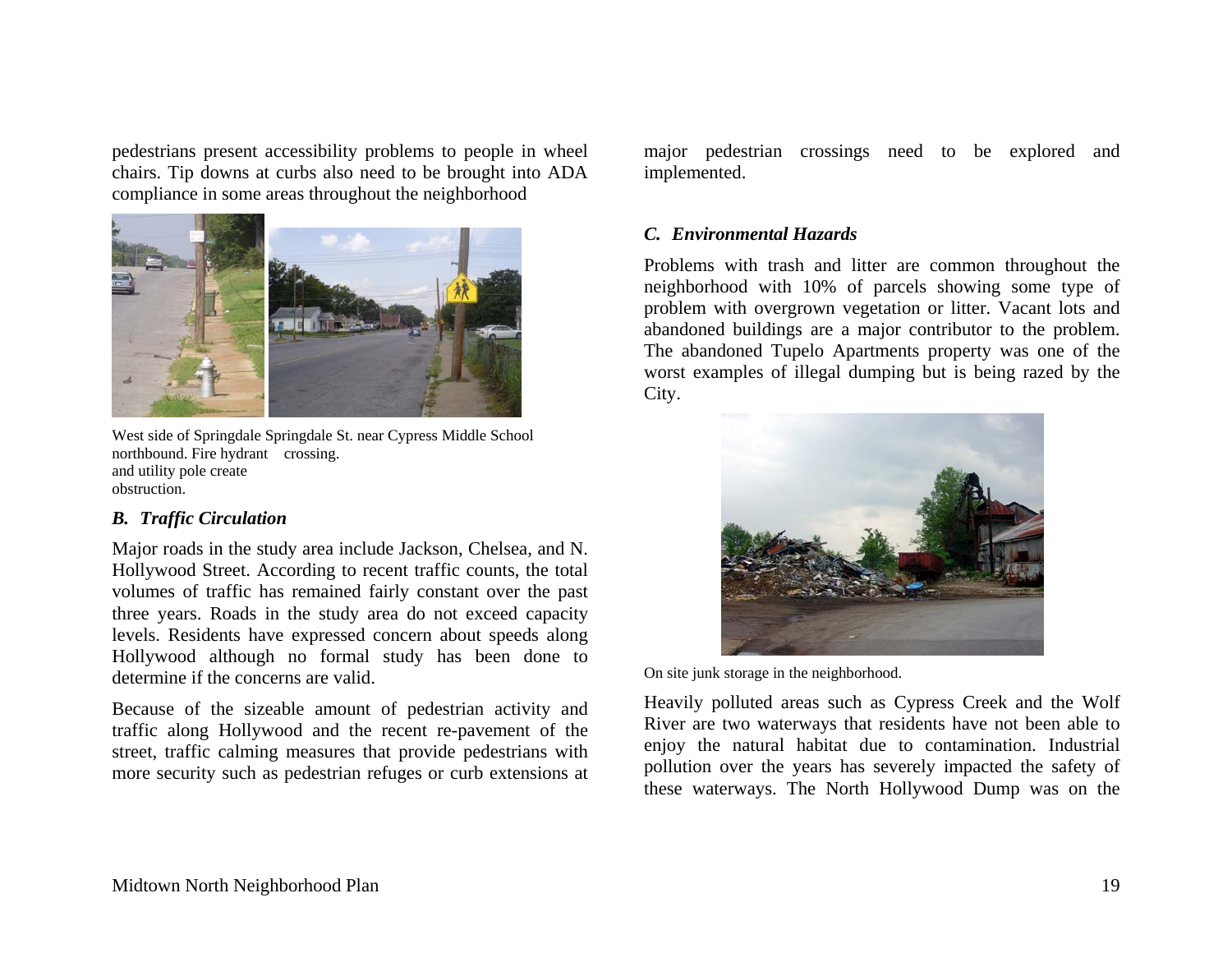pedestrians present accessibility problems to people in wheel chairs. Tip downs at curbs also need to be brought into ADA compliance in some areas throughout the neighborhood

West side of Springdale northbound. Fire hydrant and utility pole create obstruction.

Springdale St. near Cypress Middle School crossing.

### *B. Traffic Circulation*

Major roads in the study area include Jackson, Chelsea, and N. Hollywood Street. According to recent traffic counts, the total volumes of traffic has remained fairly constant over the past three years. Roads in the study area do not exceed capacity levels. Residents have expressed concern about speeds along Hollywood although no formal study has been done to determine if the concerns are valid.

Because of the sizeable amount of pedestrian activity and traffic along Hollywood and the recent re-pavement of the street, traffic calming measures that provide pedestrians with more security such as pedestrian refuges or curb extensions at major pedestrian crossings need to be explored and implemented.

### *C. Environmental Hazards*

Problems with trash and litter are common throughout the neighborhood with 10% of parcels showing some type of problem with overgrown vegetation or litter. Vacant lots and abandoned buildings are a major contributor to the problem. The abandoned Tupelo Apartments property was one of the worst examples of illegal dumping but is being razed by the City.

On site junk storage in the neighborhood.

Heavily polluted areas such as Cypress Creek and the Wolf River are two waterways that residents have not been able to enjoy the natural habitat due to contamination. Industrial pollution over the years has severely impacted the safety of these waterways. The North Hollywood Dump was on the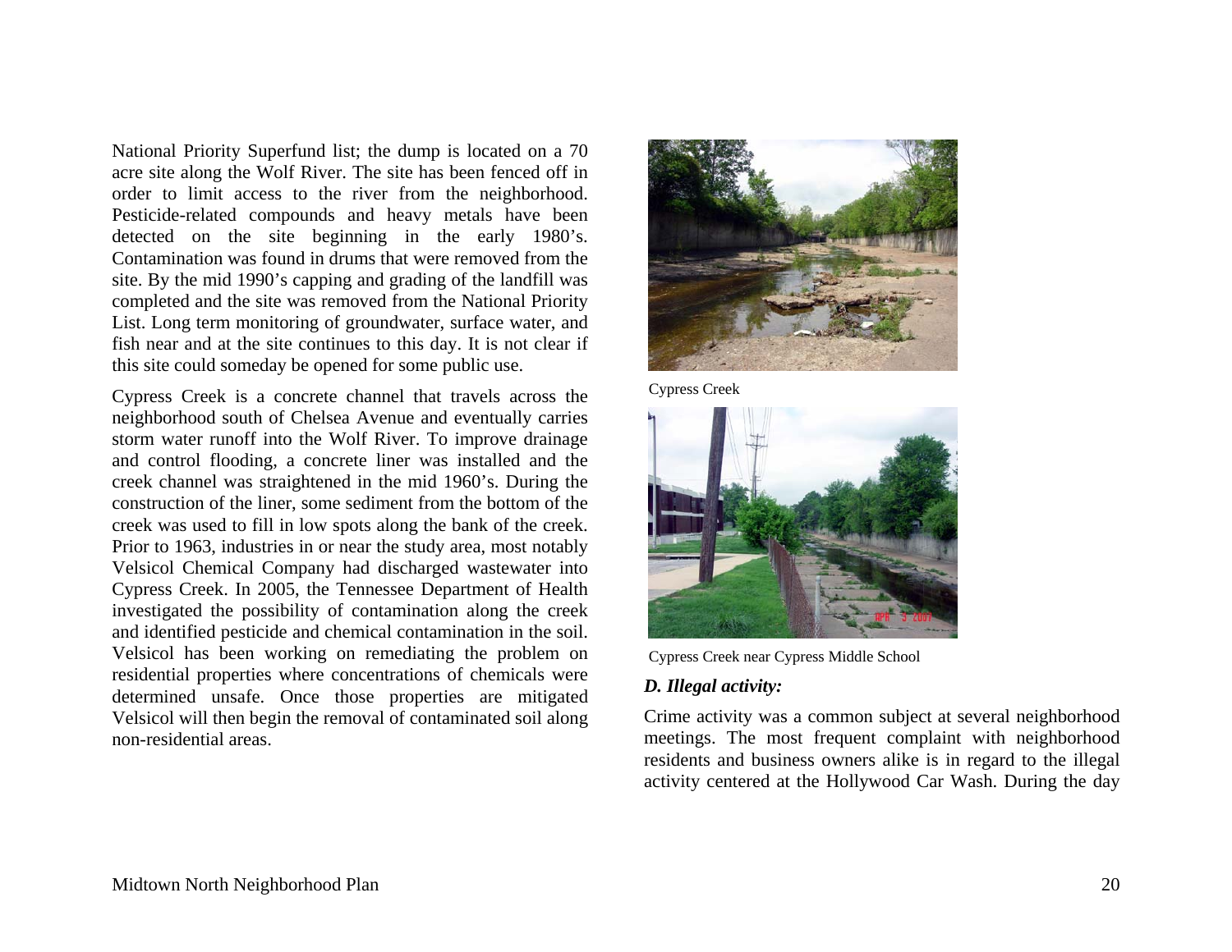National Priority Superfund list; the dump is located on a 70 acre site along the Wolf River. The site has been fenced off in order to limit access to the river from the neighborhood. Pesticide-related compounds and heavy metals have been detected on the site beginning in the early 1980's. Contamination was found in drums that were removed from the site. By the mid 1990's capping and grading of the landfill was completed and the site was removed from the National Priority List. Long term monitoring of groundwater, surface water, and fish near and at the site continues to this day. It is not clear if this site could someday be opened for some public use.

Cypress Creek is a concrete channel that travels across the neighborhood south of Chelsea Avenue and eventually carries storm water runoff into the Wolf River. To improve drainage and control flooding, a concrete liner was installed and the creek channel was straightened in the mid 1960's. During the construction of the liner, some sediment from the bottom of the creek was used to fill in low spots along the bank of the creek. Prior to 1963, industries in or near the study area, most notably Velsicol Chemical Company had discharged wastewater into Cypress Creek. In 2005, the Tennessee Department of Health investigated the possibility of contamination along the creek and identified pesticide and chemical contamination in the soil. Velsicol has been working on remediating the problem on residential properties where concentrations of chemicals were determined unsafe. Once those properties are mitigated Velsicol will then begin the removal of contaminated soil along non-residential areas.

Cypress Creek

Cypress Creek near Cypress Middle School

### *D. Illegal activity:*

Crime activity was a common subject at several neighborhood meetings. The most frequent complaint with neighborhood residents and business owners alike is in regard to the illegal activity centered at the Hollywood Car Wash. During the day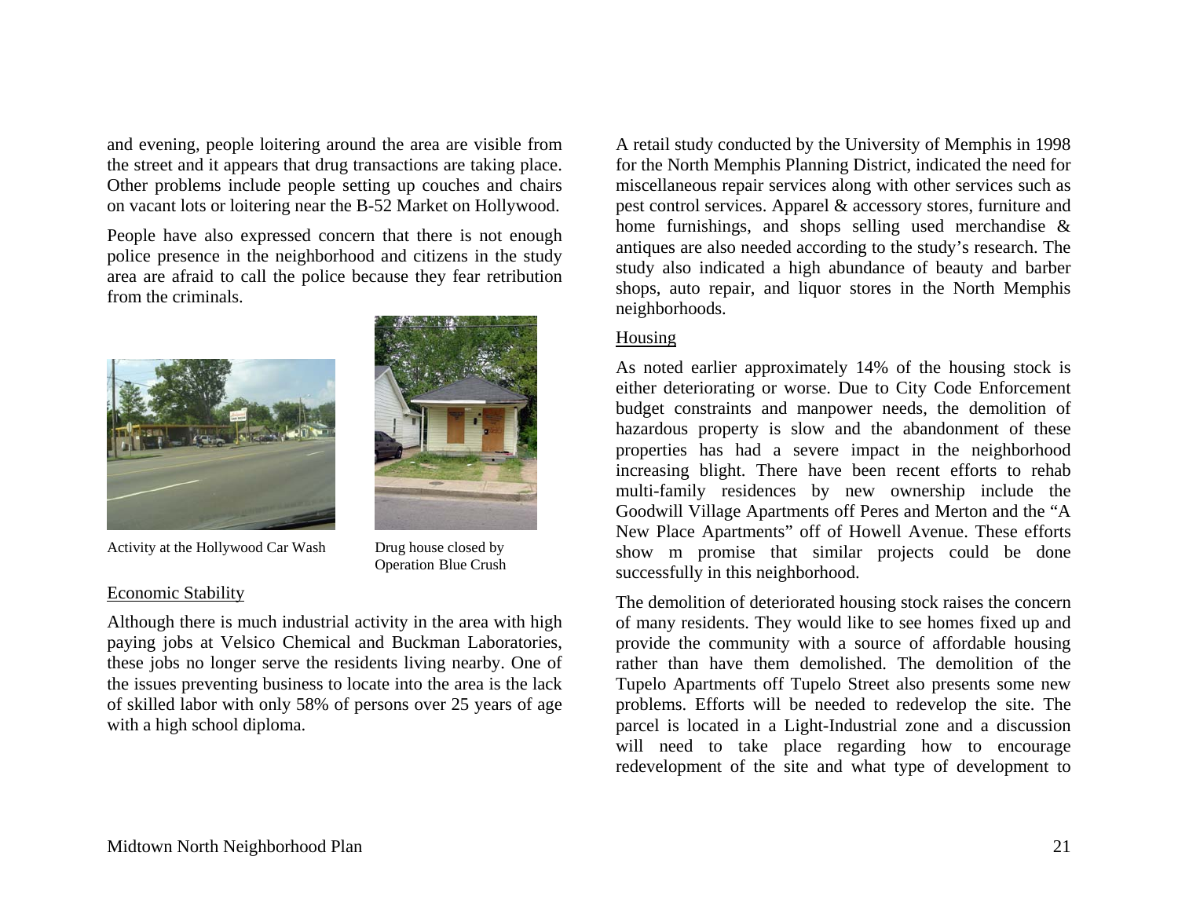and evening, people loitering around the area are visible from the street and it appears that drug transactions are taking place. Other problems include people setting up couches and chairs on vacant lots or loitering near the B-52 Market on Hollywood.

People have also expressed concern that there is not enough police presence in the neighborhood and citizens in the study area are afraid to call the police because they fear retribution from the criminals.

Activity at the Hollywood Car Wash

Drug house closed by Operation Blue Crush

## Economic Stability

Although there is much industrial activity in the area with high paying jobs at Velsico Chemical and Buckman Laboratories, these jobs no longer serve the residents living nearby. One of the issues preventing business to locate into the area is the lack of skilled labor with only 58% of persons over 25 years of age with a high school diploma.

A retail study conducted by the University of Memphis in 1998 for the North Memphis Planning District, indicated the need for miscellaneous repair services along with other services such as pest control services. Apparel & accessory stores, furniture and home furnishings, and shops selling used merchandise & antiques are also needed according to the study's research. The study also indicated a high abundance of beauty and barber shops, auto repair, and liquor stores in the North Memphis neighborhoods.

## Housing

As noted earlier approximately 14% of the housing stock is either deteriorating or worse. Due to City Code Enforcement budget constraints and manpower needs, the demolition of hazardous property is slow and the abandonment of these properties has had a severe impact in the neighborhood increasing blight. There have been recent efforts to rehab multi-family residences by new ownership include the Goodwill Village Apartments off Peres and Merton and the "A New Place Apartments" off of Howell Avenue. These efforts show m promise that similar projects could be done successfully in this neighborhood.

The demolition of deteriorated housing stock raises the concern of many residents. They would like to see homes fixed up and provide the community with a source of affordable housing rather than have them demolished. The demolition of the Tupelo Apartments off Tupelo Street also presents some new problems. Efforts will be needed to redevelop the site. The parcel is located in a Light-Industrial zone and a discussion will need to take place regarding how to encourage redevelopment of the site and what type of development to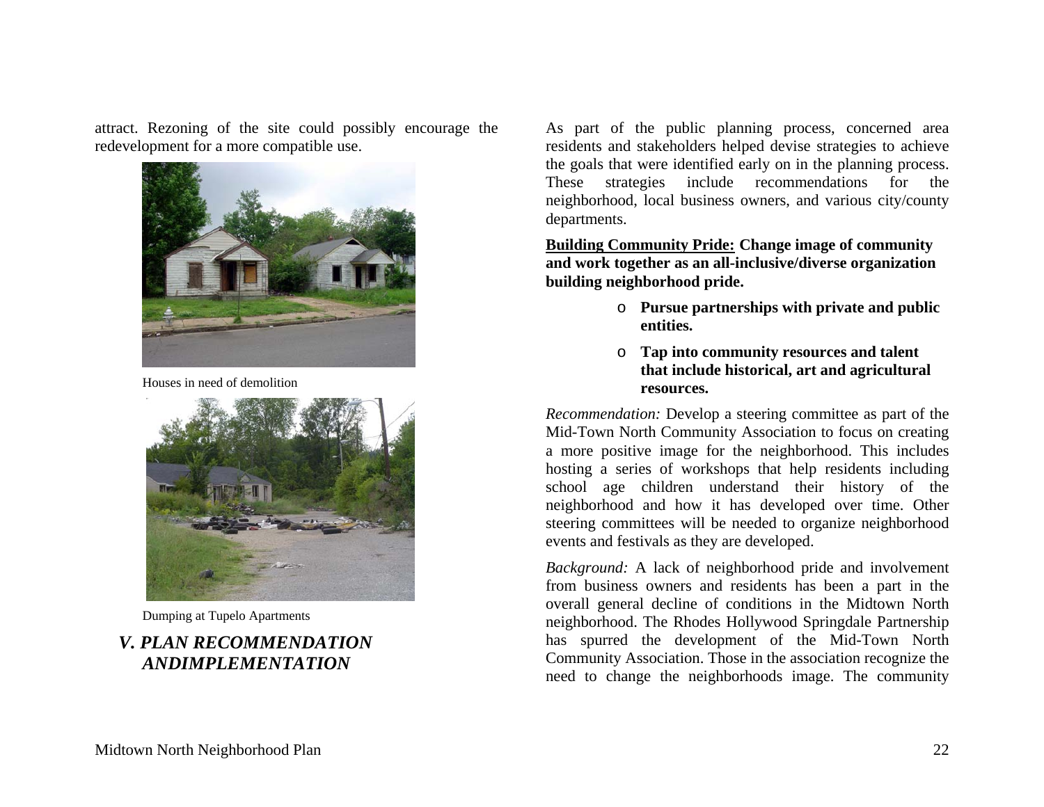attract. Rezoning of the site could possibly encourage the redevelopment for a more compatible use.

Houses in need of demolition

Dumping at Tupelo Apartments

## *V. PLAN RECOMMENDATION ANDIMPLEMENTATION*

As part of the public planning process, concerned area residents and stakeholders helped devise strategies to achieve the goals that were identified early on in the planning process. These strategies include recommendations for the neighborhood, local business owners, and various city/county departments.

**<u>Building Community Pride:</u> Change image of community and work together as an all-inclusive/diverse organization building neighborhood pride.**

- **Pursue partnerships with private and public entities.**
- **Tap into community resources and talent that include historical, art and agricultural resources.**

*Recommendation:* Develop a steering committee as part of the Mid-Town North Community Association to focus on creating a more positive image for the neighborhood. This includes hosting a series of workshops that help residents including school age children understand their history of the neighborhood and how it has developed over time. Other steering committees will be needed to organize neighborhood events and festivals as they are developed.

*Background:* A lack of neighborhood pride and involvement from business owners and residents has been a part in the overall general decline of conditions in the Midtown North neighborhood. The Rhodes Hollywood Springdale Partnership has spurred the development of the Mid-Town North Community Association. Those in the association recognize the need to change the neighborhoods image. The community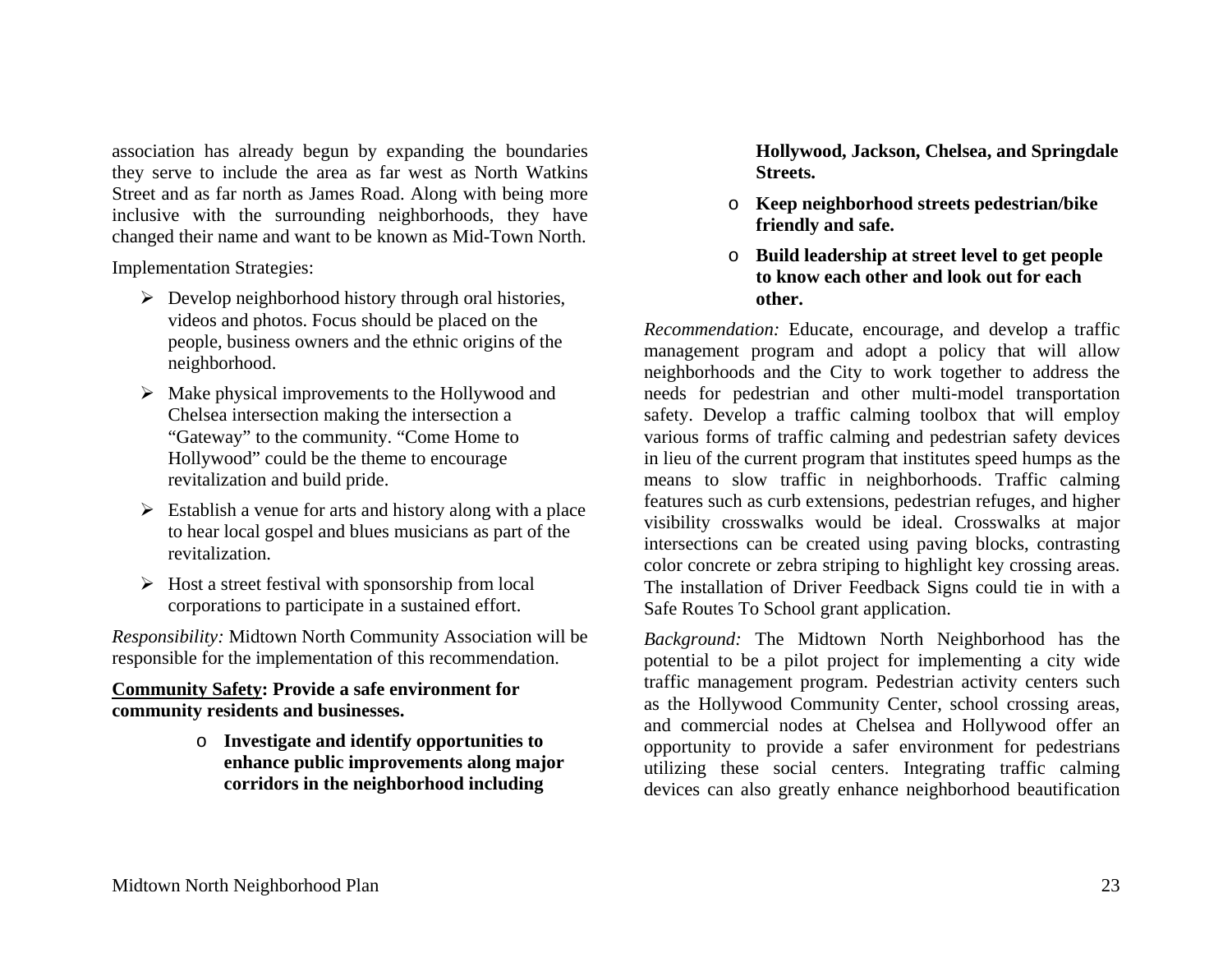association has already begun by expanding the boundaries they serve to include the area as far west as North Watkins Street and as far north as James Road. Along with being more inclusive with the surrounding neighborhoods, they have changed their name and want to be known as Mid-Town North.

Implementation Strategies:

- Develop neighborhood history through oral histories, videos and photos. Focus should be placed on the people, business owners and the ethnic origins of the neighborhood.
- Make physical improvements to the Hollywood and Chelsea intersection making the intersection a "Gateway" to the community. "Come Home to Hollywood" could be the theme to encourage revitalization and build pride.
- Establish a venue for arts and history along with a place to hear local gospel and blues musicians as part of the revitalization.
- Host a street festival with sponsorship from local corporations to participate in a sustained effort.

*Responsibility:* Midtown North Community Association will be responsible for the implementation of this recommendation.

**<u>Community Safety</u>: Provide a safe environment for community residents and businesses.**

- **Investigate and identify opportunities to enhance public improvements along major corridors in the neighborhood including Hollywood, Jackson, Chelsea, and Springdale Streets.**
- **Keep neighborhood streets pedestrian/bike friendly and safe.**
- **Build leadership at street level to get people to know each other and look out for each other.**

*Recommendation:* Educate, encourage, and develop a traffic management program and adopt a policy that will allow neighborhoods and the City to work together to address the needs for pedestrian and other multi-model transportation safety. Develop a traffic calming toolbox that will employ various forms of traffic calming and pedestrian safety devices in lieu of the current program that institutes speed humps as the means to slow traffic in neighborhoods. Traffic calming features such as curb extensions, pedestrian refuges, and higher visibility crosswalks would be ideal. Crosswalks at major intersections can be created using paving blocks, contrasting color concrete or zebra striping to highlight key crossing areas. The installation of Driver Feedback Signs could tie in with a Safe Routes To School grant application.

*Background:* The Midtown North Neighborhood has the potential to be a pilot project for implementing a city wide traffic management program. Pedestrian activity centers such as the Hollywood Community Center, school crossing areas, and commercial nodes at Chelsea and Hollywood offer an opportunity to provide a safer environment for pedestrians utilizing these social centers. Integrating traffic calming devices can also greatly enhance neighborhood beautification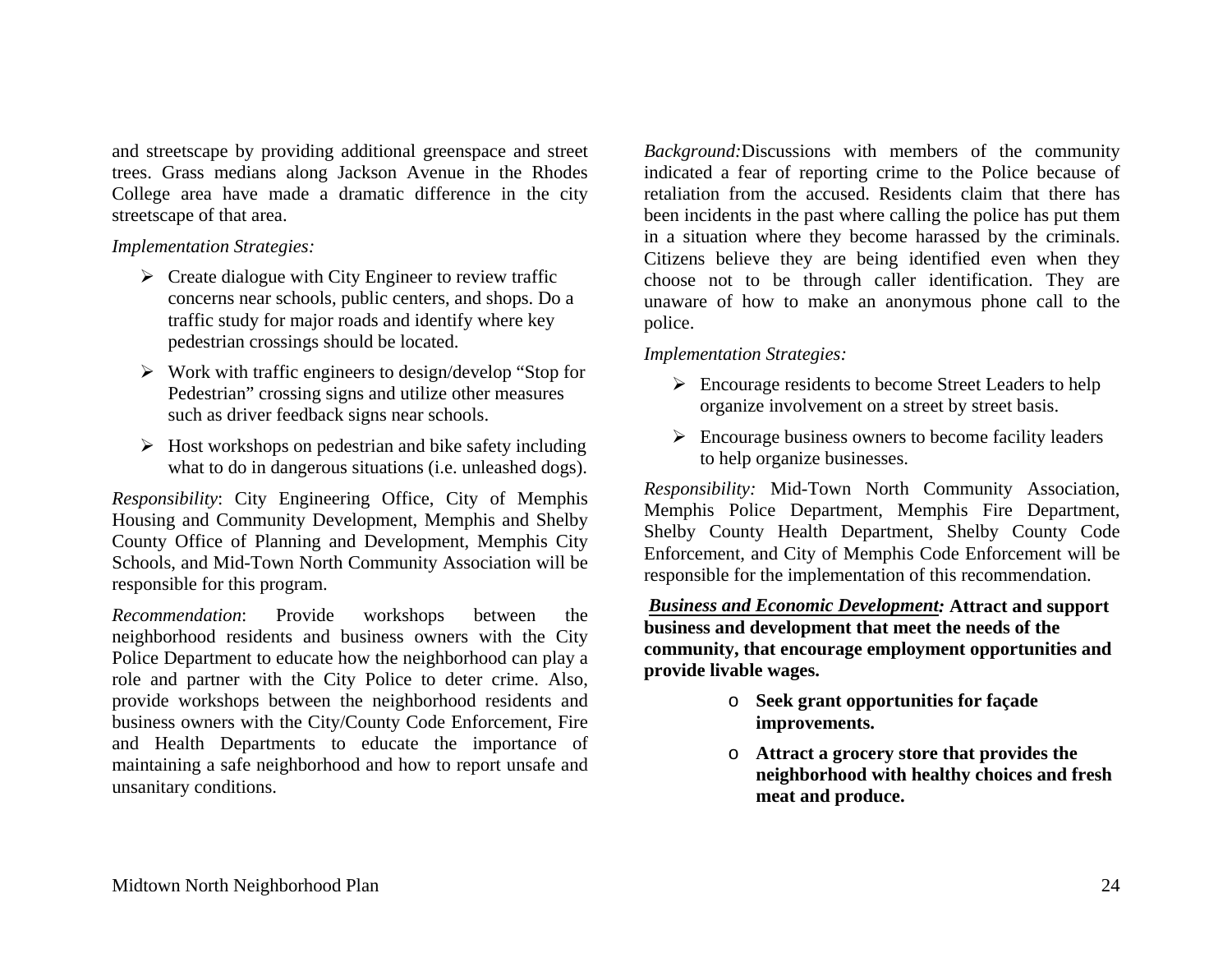and streetscape by providing additional greenspace and street trees. Grass medians along Jackson Avenue in the Rhodes College area have made a dramatic difference in the city streetscape of that area.

*Implementation Strategies:*

- Create dialogue with City Engineer to review traffic concerns near schools, public centers, and shops. Do a traffic study for major roads and identify where key pedestrian crossings should be located.
- Work with traffic engineers to design/develop "Stop for Pedestrian" crossing signs and utilize other measures such as driver feedback signs near schools.
- Host workshops on pedestrian and bike safety including what to do in dangerous situations (i.e. unleashed dogs).

*Responsibility*: City Engineering Office, City of Memphis Housing and Community Development, Memphis and Shelby County Office of Planning and Development, Memphis City Schools, and Mid-Town North Community Association will be responsible for this program.

*Recommendation*: Provide workshops between the neighborhood residents and business owners with the City Police Department to educate how the neighborhood can play a role and partner with the City Police to deter crime. Also, provide workshops between the neighborhood residents and business owners with the City/County Code Enforcement, Fire and Health Departments to educate the importance of maintaining a safe neighborhood and how to report unsafe and unsanitary conditions.

*Background:*Discussions with members of the community indicated a fear of reporting crime to the Police because of retaliation from the accused. Residents claim that there has been incidents in the past where calling the police has put them in a situation where they become harassed by the criminals. Citizens believe they are being identified even when they choose not to be through caller identification. They are unaware of how to make an anonymous phone call to the police.

*Implementation Strategies:*

- Encourage residents to become Street Leaders to help organize involvement on a street by street basis.
- Encourage business owners to become facility leaders to help organize businesses.

*Responsibility:* Mid-Town North Community Association, Memphis Police Department, Memphis Fire Department, Shelby County Health Department, Shelby County Code Enforcement, and City of Memphis Code Enforcement will be responsible for the implementation of this recommendation.

***Business and Economic Development:*** **Attract and support business and development that meet the needs of the community, that encourage employment opportunities and provide livable wages.**

- **Seek grant opportunities for façade improvements.**
- **Attract a grocery store that provides the neighborhood with healthy choices and fresh meat and produce.**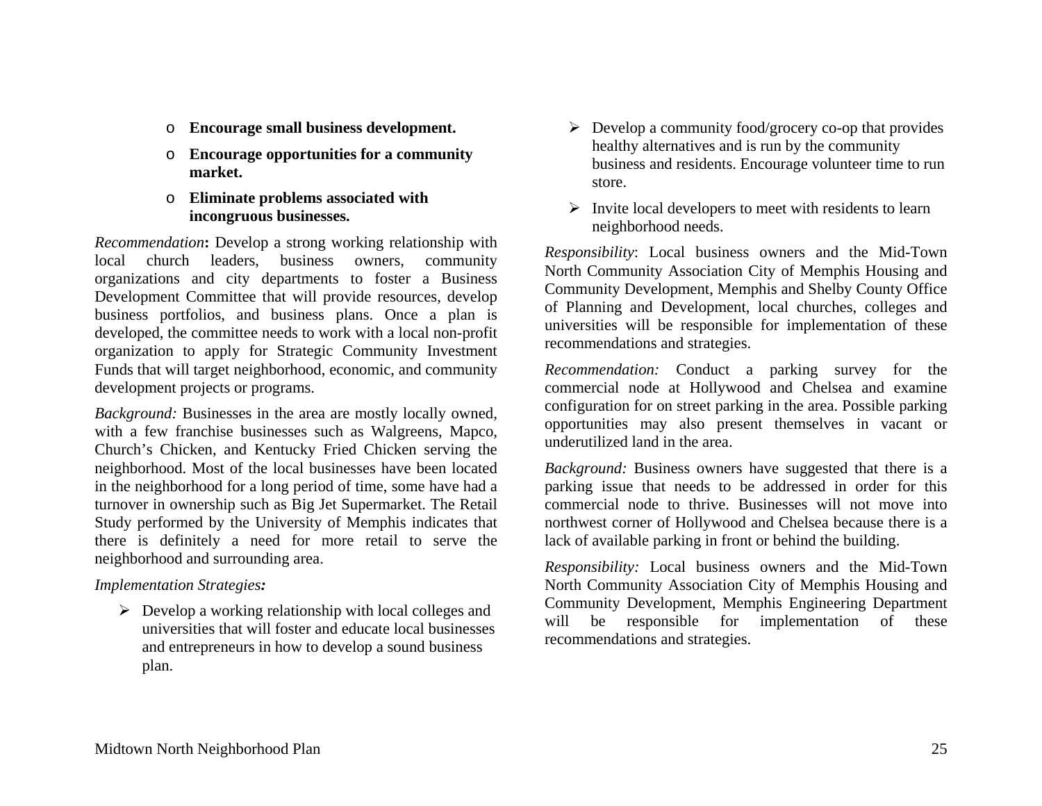- **Encourage small business development.**
- **Encourage opportunities for a community market.**
- **Eliminate problems associated with incongruous businesses.**

*Recommendation***:** Develop a strong working relationship with local church leaders, business owners, community organizations and city departments to foster a Business Development Committee that will provide resources, develop business portfolios, and business plans. Once a plan is developed, the committee needs to work with a local non-profit organization to apply for Strategic Community Investment Funds that will target neighborhood, economic, and community development projects or programs.

*Background:* Businesses in the area are mostly locally owned, with a few franchise businesses such as Walgreens, Mapco, Church's Chicken, and Kentucky Fried Chicken serving the neighborhood. Most of the local businesses have been located in the neighborhood for a long period of time, some have had a turnover in ownership such as Big Jet Supermarket. The Retail Study performed by the University of Memphis indicates that there is definitely a need for more retail to serve the neighborhood and surrounding area.

*Implementation Strategies:*

- Develop a working relationship with local colleges and universities that will foster and educate local businesses and entrepreneurs in how to develop a sound business plan.
- Develop a community food/grocery co-op that provides healthy alternatives and is run by the community business and residents. Encourage volunteer time to run store.
- Invite local developers to meet with residents to learn neighborhood needs.

*Responsibility*: Local business owners and the Mid-Town North Community Association City of Memphis Housing and Community Development, Memphis and Shelby County Office of Planning and Development, local churches, colleges and universities will be responsible for implementation of these recommendations and strategies.

*Recommendation:* Conduct a parking survey for the commercial node at Hollywood and Chelsea and examine configuration for on street parking in the area. Possible parking opportunities may also present themselves in vacant or underutilized land in the area.

*Background:* Business owners have suggested that there is a parking issue that needs to be addressed in order for this commercial node to thrive. Businesses will not move into northwest corner of Hollywood and Chelsea because there is a lack of available parking in front or behind the building.

*Responsibility:* Local business owners and the Mid-Town North Community Association City of Memphis Housing and Community Development, Memphis Engineering Department will be responsible for implementation of these recommendations and strategies.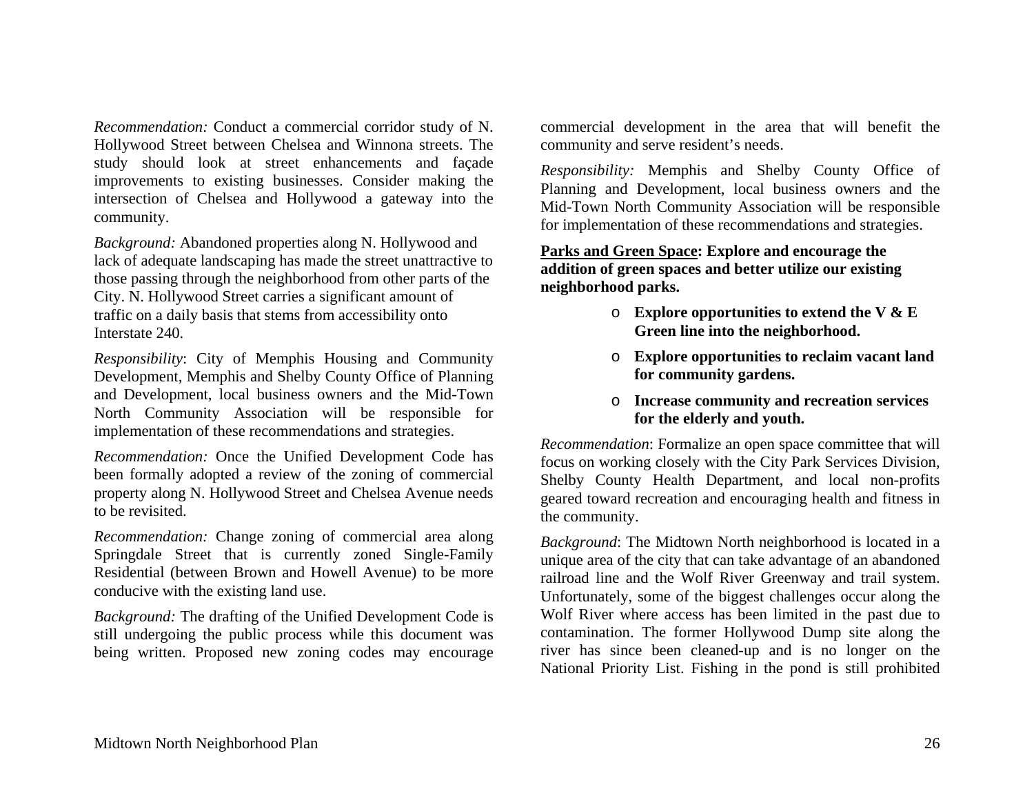*Recommendation:* Conduct a commercial corridor study of N. Hollywood Street between Chelsea and Winnona streets. The study should look at street enhancements and façade improvements to existing businesses. Consider making the intersection of Chelsea and Hollywood a gateway into the community.

*Background:* Abandoned properties along N. Hollywood and lack of adequate landscaping has made the street unattractive to those passing through the neighborhood from other parts of the City. N. Hollywood Street carries a significant amount of traffic on a daily basis that stems from accessibility onto Interstate 240.

*Responsibility*: City of Memphis Housing and Community Development, Memphis and Shelby County Office of Planning and Development, local business owners and the Mid-Town North Community Association will be responsible for implementation of these recommendations and strategies.

*Recommendation:* Once the Unified Development Code has been formally adopted a review of the zoning of commercial property along N. Hollywood Street and Chelsea Avenue needs to be revisited.

*Recommendation:* Change zoning of commercial area along Springdale Street that is currently zoned Single-Family Residential (between Brown and Howell Avenue) to be more conducive with the existing land use.

*Background:* The drafting of the Unified Development Code is still undergoing the public process while this document was being written. Proposed new zoning codes may encourage commercial development in the area that will benefit the community and serve resident's needs.

*Responsibility:* Memphis and Shelby County Office of Planning and Development, local business owners and the Mid-Town North Community Association will be responsible for implementation of these recommendations and strategies.

**Parks and Green Space: Explore and encourage the addition of green spaces and better utilize our existing neighborhood parks.**

- **Explore opportunities to extend the V & E Green line into the neighborhood.**
- **Explore opportunities to reclaim vacant land for community gardens.**
- **Increase community and recreation services for the elderly and youth.**

*Recommendation*: Formalize an open space committee that will focus on working closely with the City Park Services Division, Shelby County Health Department, and local non-profits geared toward recreation and encouraging health and fitness in the community.

*Background*: The Midtown North neighborhood is located in a unique area of the city that can take advantage of an abandoned railroad line and the Wolf River Greenway and trail system. Unfortunately, some of the biggest challenges occur along the Wolf River where access has been limited in the past due to contamination. The former Hollywood Dump site along the river has since been cleaned-up and is no longer on the National Priority List. Fishing in the pond is still prohibited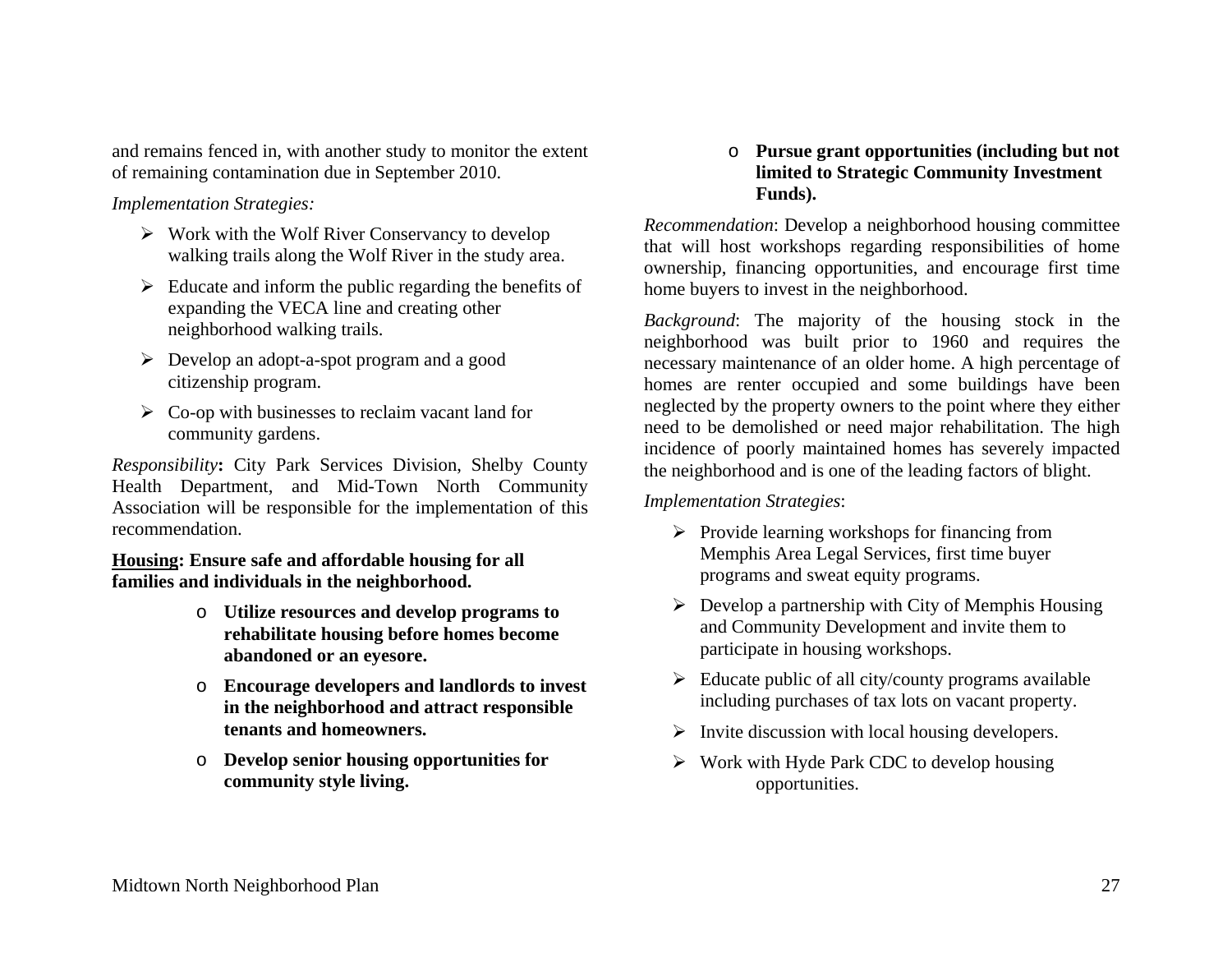and remains fenced in, with another study to monitor the extent of remaining contamination due in September 2010.

*Implementation Strategies:*

- Work with the Wolf River Conservancy to develop walking trails along the Wolf River in the study area.
- Educate and inform the public regarding the benefits of expanding the VECA line and creating other neighborhood walking trails.
- Develop an adopt-a-spot program and a good citizenship program.
- Co-op with businesses to reclaim vacant land for community gardens.

*Responsibility***:** City Park Services Division, Shelby County Health Department, and Mid-Town North Community Association will be responsible for the implementation of this recommendation.

**<u>Housing</u>: Ensure safe and affordable housing for all families and individuals in the neighborhood.**

- **Utilize resources and develop programs to rehabilitate housing before homes become abandoned or an eyesore.**
- **Encourage developers and landlords to invest in the neighborhood and attract responsible tenants and homeowners.**
- **Develop senior housing opportunities for community style living.**
- **Pursue grant opportunities (including but not limited to Strategic Community Investment Funds).**

*Recommendation*: Develop a neighborhood housing committee that will host workshops regarding responsibilities of home ownership, financing opportunities, and encourage first time home buyers to invest in the neighborhood.

*Background*: The majority of the housing stock in the neighborhood was built prior to 1960 and requires the necessary maintenance of an older home. A high percentage of homes are renter occupied and some buildings have been neglected by the property owners to the point where they either need to be demolished or need major rehabilitation. The high incidence of poorly maintained homes has severely impacted the neighborhood and is one of the leading factors of blight.

*Implementation Strategies*:

- Provide learning workshops for financing from Memphis Area Legal Services, first time buyer programs and sweat equity programs.
- Develop a partnership with City of Memphis Housing and Community Development and invite them to participate in housing workshops.
- Educate public of all city/county programs available including purchases of tax lots on vacant property.
- Invite discussion with local housing developers.
- Work with Hyde Park CDC to develop housing opportunities.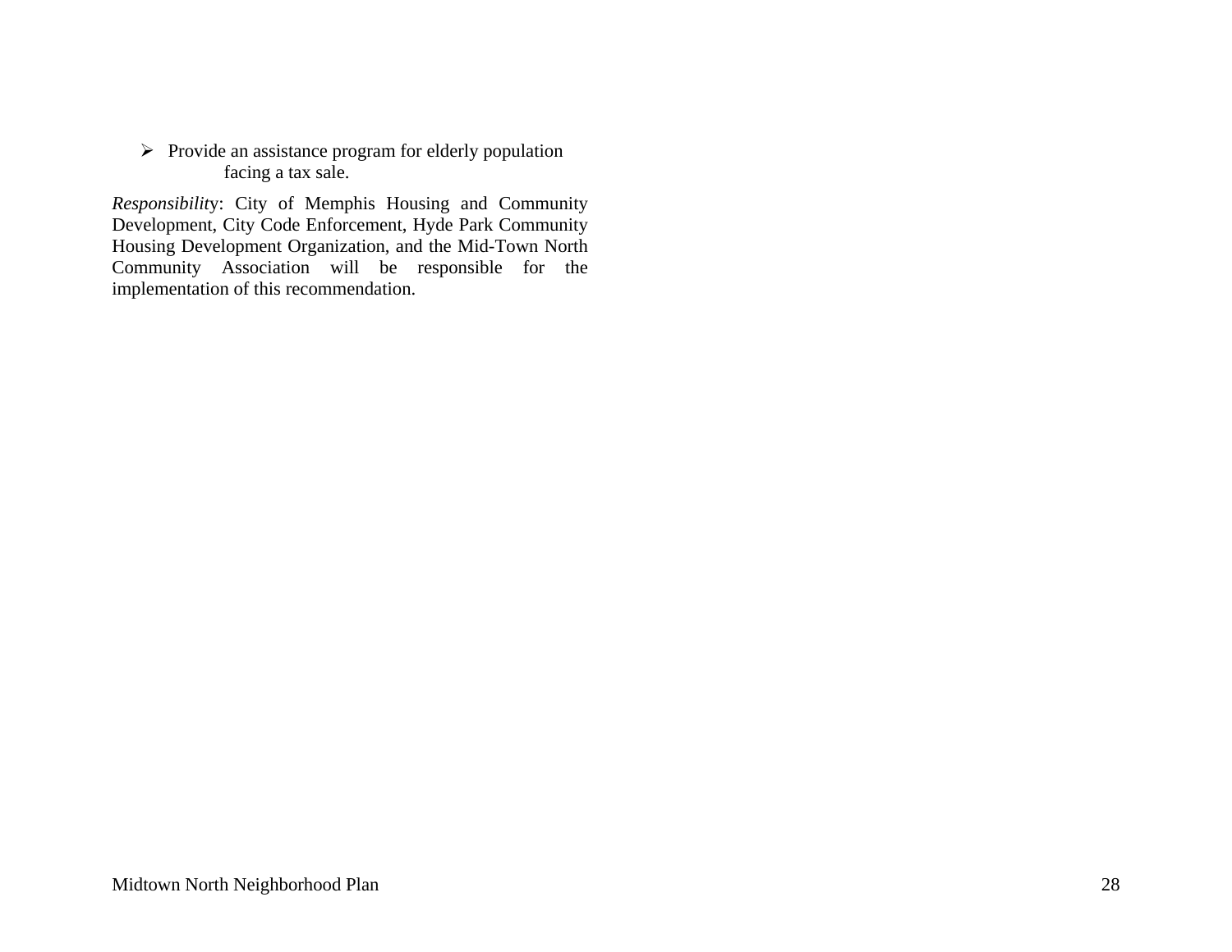- Provide an assistance program for elderly population facing a tax sale.

*Responsibility*: City of Memphis Housing and Community Development, City Code Enforcement, Hyde Park Community Housing Development Organization, and the Mid-Town North Community Association will be responsible for the implementation of this recommendation.